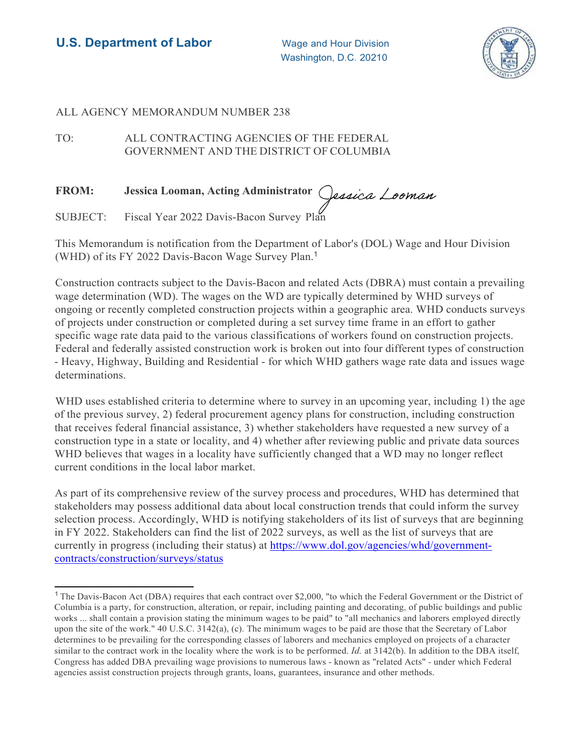**U.S. Department of Labor**

Wage and Hour Division
Washington, D.C. 20210

ALL AGENCY MEMORANDUM NUMBER 238

TO: ALL CONTRACTING AGENCIES OF THE FEDERAL GOVERNMENT AND THE DISTRICT OF COLUMBIA

**FROM: Jessica Looman, Acting Administrator** *Jessica Looman*

SUBJECT: Fiscal Year 2022 Davis-Bacon Survey Plan

This Memorandum is notification from the Department of Labor's (DOL) Wage and Hour Division (WHD) of its FY 2022 Davis-Bacon Wage Survey Plan.[1]

Construction contracts subject to the Davis-Bacon and related Acts (DBRA) must contain a prevailing wage determination (WD). The wages on the WD are typically determined by WHD surveys of ongoing or recently completed construction projects within a geographic area. WHD conducts surveys of projects under construction or completed during a set survey time frame in an effort to gather specific wage rate data paid to the various classifications of workers found on construction projects. Federal and federally assisted construction work is broken out into four different types of construction - Heavy, Highway, Building and Residential - for which WHD gathers wage rate data and issues wage determinations.

WHD uses established criteria to determine where to survey in an upcoming year, including 1) the age of the previous survey, 2) federal procurement agency plans for construction, including construction that receives federal financial assistance, 3) whether stakeholders have requested a new survey of a construction type in a state or locality, and 4) whether after reviewing public and private data sources WHD believes that wages in a locality have sufficiently changed that a WD may no longer reflect current conditions in the local labor market.

As part of its comprehensive review of the survey process and procedures, WHD has determined that stakeholders may possess additional data about local construction trends that could inform the survey selection process. Accordingly, WHD is notifying stakeholders of its list of surveys that are beginning in FY 2022. Stakeholders can find the list of 2022 surveys, as well as the list of surveys that are currently in progress (including their status) at https://www.dol.gov/agencies/whd/government-contracts/construction/surveys/status

---

[1] The Davis-Bacon Act (DBA) requires that each contract over $2,000, "to which the Federal Government or the District of Columbia is a party, for construction, alteration, or repair, including painting and decorating, of public buildings and public works ... shall contain a provision stating the minimum wages to be paid" to "all mechanics and laborers employed directly upon the site of the work." 40 U.S.C. 3142(a), (c). The minimum wages to be paid are those that the Secretary of Labor determines to be prevailing for the corresponding classes of laborers and mechanics employed on projects of a character similar to the contract work in the locality where the work is to be performed. *Id.* at 3142(b). In addition to the DBA itself, Congress has added DBA prevailing wage provisions to numerous laws - known as "related Acts" - under which Federal agencies assist construction projects through grants, loans, guarantees, insurance and other methods.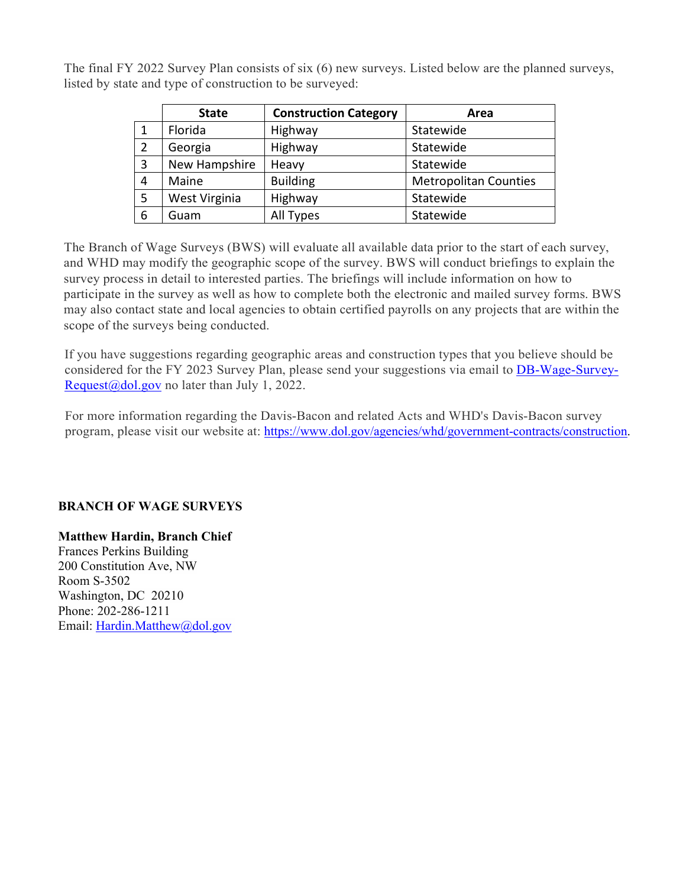The final FY 2022 Survey Plan consists of six (6) new surveys. Listed below are the planned surveys, listed by state and type of construction to be surveyed:

| | State | Construction Category | Area |
|---|---|---|---|
| 1 | Florida | Highway | Statewide |
| 2 | Georgia | Highway | Statewide |
| 3 | New Hampshire | Heavy | Statewide |
| 4 | Maine | Building | Metropolitan Counties |
| 5 | West Virginia | Highway | Statewide |
| 6 | Guam | All Types | Statewide |

The Branch of Wage Surveys (BWS) will evaluate all available data prior to the start of each survey, and WHD may modify the geographic scope of the survey. BWS will conduct briefings to explain the survey process in detail to interested parties. The briefings will include information on how to participate in the survey as well as how to complete both the electronic and mailed survey forms. BWS may also contact state and local agencies to obtain certified payrolls on any projects that are within the scope of the surveys being conducted.

If you have suggestions regarding geographic areas and construction types that you believe should be considered for the FY 2023 Survey Plan, please send your suggestions via email to DB-Wage-Survey-Request@dol.gov no later than July 1, 2022.

For more information regarding the Davis-Bacon and related Acts and WHD's Davis-Bacon survey program, please visit our website at: https://www.dol.gov/agencies/whd/government-contracts/construction.

**BRANCH OF WAGE SURVEYS**

**Matthew Hardin, Branch Chief**
Frances Perkins Building
200 Constitution Ave, NW
Room S-3502
Washington, DC 20210
Phone: 202-286-1211
Email: Hardin.Matthew@dol.gov